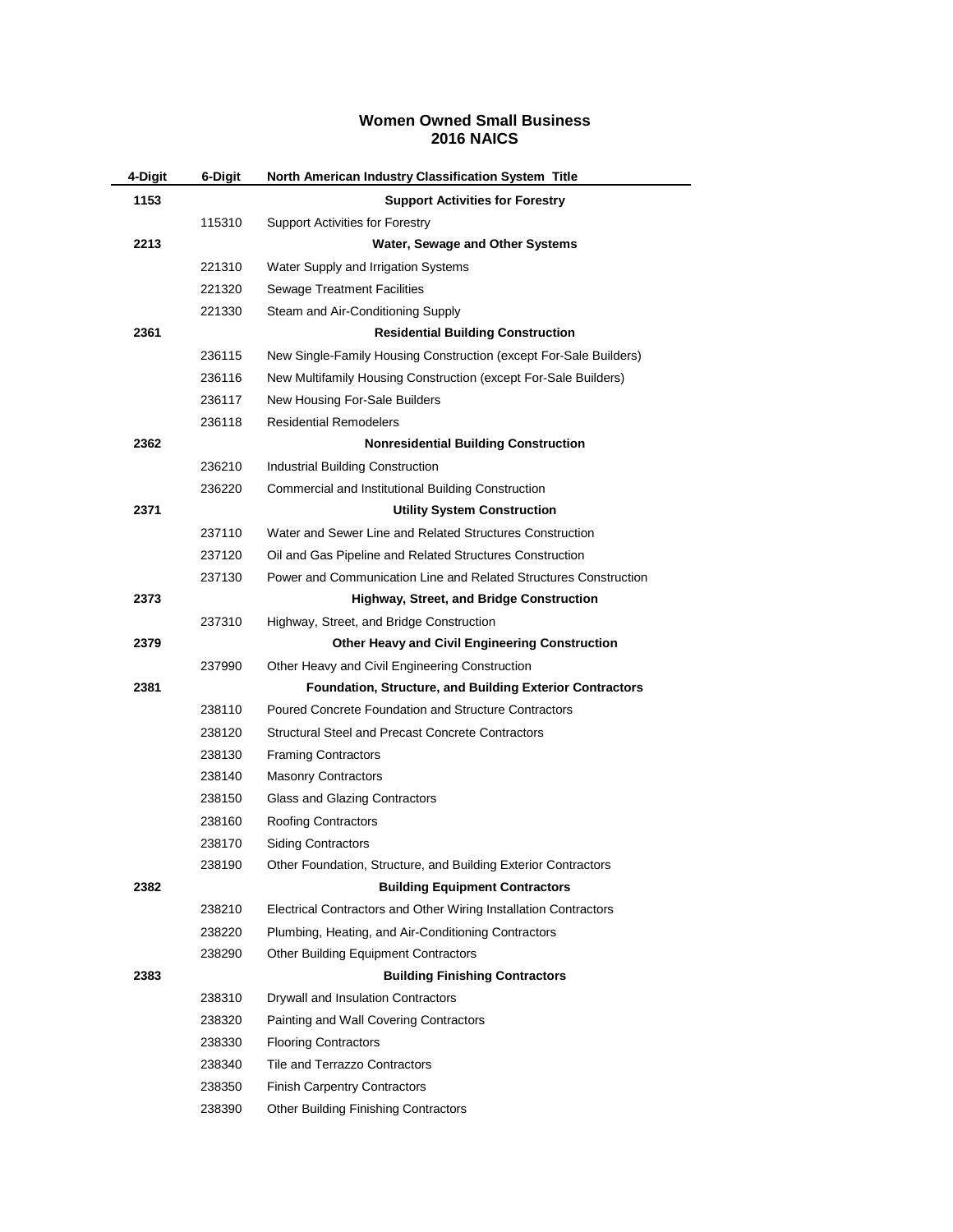# Women Owned Small Business
## 2016 NAICS

| 4-Digit | 6-Digit | North American Industry Classification System Title |
|---|---|---|
| **1153** | | **Support Activities for Forestry** |
| | 115310 | Support Activities for Forestry |
| **2213** | | **Water, Sewage and Other Systems** |
| | 221310 | Water Supply and Irrigation Systems |
| | 221320 | Sewage Treatment Facilities |
| | 221330 | Steam and Air-Conditioning Supply |
| **2361** | | **Residential Building Construction** |
| | 236115 | New Single-Family Housing Construction (except For-Sale Builders) |
| | 236116 | New Multifamily Housing Construction (except For-Sale Builders) |
| | 236117 | New Housing For-Sale Builders |
| | 236118 | Residential Remodelers |
| **2362** | | **Nonresidential Building Construction** |
| | 236210 | Industrial Building Construction |
| | 236220 | Commercial and Institutional Building Construction |
| **2371** | | **Utility System Construction** |
| | 237110 | Water and Sewer Line and Related Structures Construction |
| | 237120 | Oil and Gas Pipeline and Related Structures Construction |
| | 237130 | Power and Communication Line and Related Structures Construction |
| **2373** | | **Highway, Street, and Bridge Construction** |
| | 237310 | Highway, Street, and Bridge Construction |
| **2379** | | **Other Heavy and Civil Engineering Construction** |
| | 237990 | Other Heavy and Civil Engineering Construction |
| **2381** | | **Foundation, Structure, and Building Exterior Contractors** |
| | 238110 | Poured Concrete Foundation and Structure Contractors |
| | 238120 | Structural Steel and Precast Concrete Contractors |
| | 238130 | Framing Contractors |
| | 238140 | Masonry Contractors |
| | 238150 | Glass and Glazing Contractors |
| | 238160 | Roofing Contractors |
| | 238170 | Siding Contractors |
| | 238190 | Other Foundation, Structure, and Building Exterior Contractors |
| **2382** | | **Building Equipment Contractors** |
| | 238210 | Electrical Contractors and Other Wiring Installation Contractors |
| | 238220 | Plumbing, Heating, and Air-Conditioning Contractors |
| | 238290 | Other Building Equipment Contractors |
| **2383** | | **Building Finishing Contractors** |
| | 238310 | Drywall and Insulation Contractors |
| | 238320 | Painting and Wall Covering Contractors |
| | 238330 | Flooring Contractors |
| | 238340 | Tile and Terrazzo Contractors |
| | 238350 | Finish Carpentry Contractors |
| | 238390 | Other Building Finishing Contractors |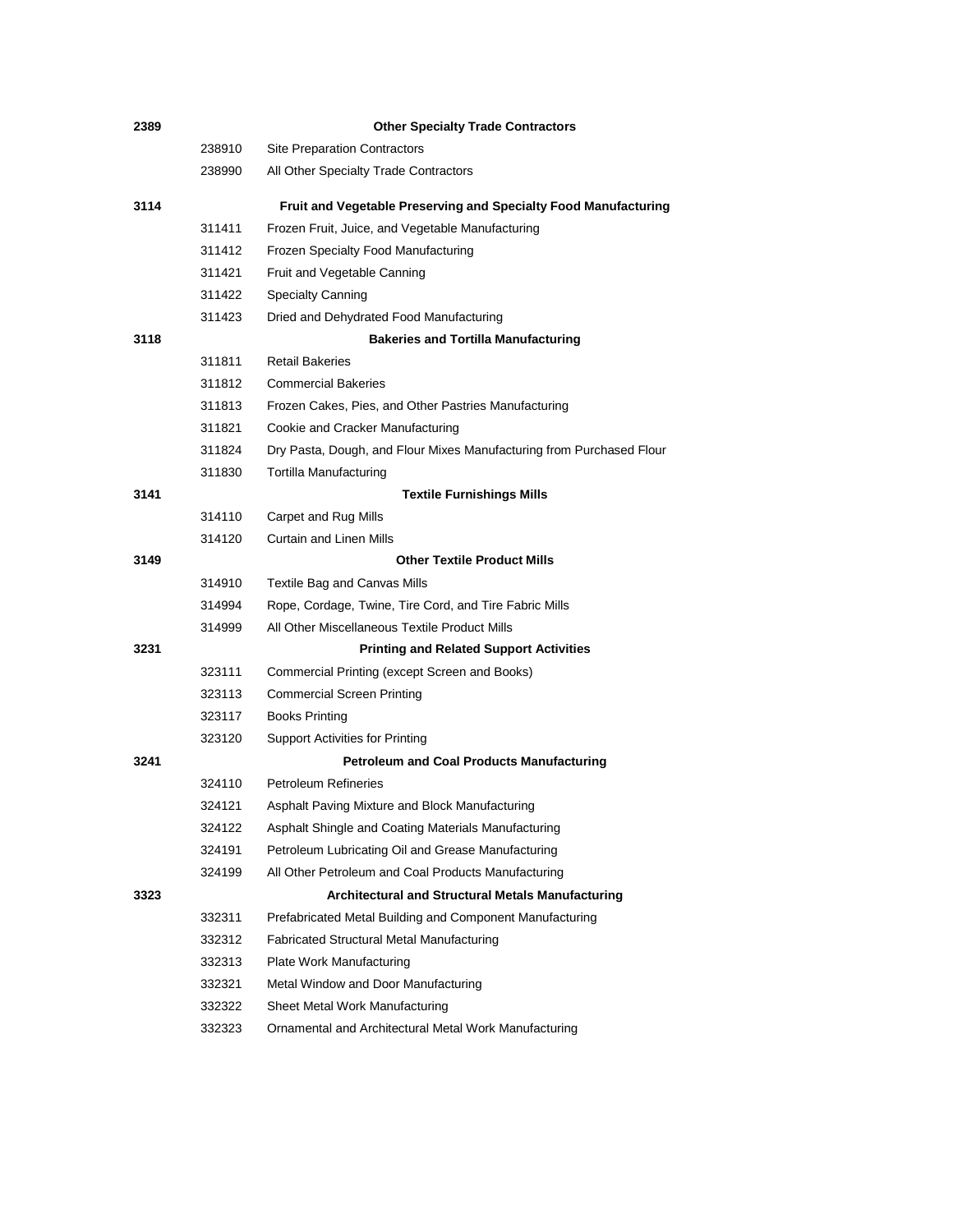| | | |
|---|---|---|
| **2389** | | **Other Specialty Trade Contractors** |
| | 238910 | Site Preparation Contractors |
| | 238990 | All Other Specialty Trade Contractors |
| **3114** | | **Fruit and Vegetable Preserving and Specialty Food Manufacturing** |
| | 311411 | Frozen Fruit, Juice, and Vegetable Manufacturing |
| | 311412 | Frozen Specialty Food Manufacturing |
| | 311421 | Fruit and Vegetable Canning |
| | 311422 | Specialty Canning |
| | 311423 | Dried and Dehydrated Food Manufacturing |
| **3118** | | **Bakeries and Tortilla Manufacturing** |
| | 311811 | Retail Bakeries |
| | 311812 | Commercial Bakeries |
| | 311813 | Frozen Cakes, Pies, and Other Pastries Manufacturing |
| | 311821 | Cookie and Cracker Manufacturing |
| | 311824 | Dry Pasta, Dough, and Flour Mixes Manufacturing from Purchased Flour |
| | 311830 | Tortilla Manufacturing |
| **3141** | | **Textile Furnishings Mills** |
| | 314110 | Carpet and Rug Mills |
| | 314120 | Curtain and Linen Mills |
| **3149** | | **Other Textile Product Mills** |
| | 314910 | Textile Bag and Canvas Mills |
| | 314994 | Rope, Cordage, Twine, Tire Cord, and Tire Fabric Mills |
| | 314999 | All Other Miscellaneous Textile Product Mills |
| **3231** | | **Printing and Related Support Activities** |
| | 323111 | Commercial Printing (except Screen and Books) |
| | 323113 | Commercial Screen Printing |
| | 323117 | Books Printing |
| | 323120 | Support Activities for Printing |
| **3241** | | **Petroleum and Coal Products Manufacturing** |
| | 324110 | Petroleum Refineries |
| | 324121 | Asphalt Paving Mixture and Block Manufacturing |
| | 324122 | Asphalt Shingle and Coating Materials Manufacturing |
| | 324191 | Petroleum Lubricating Oil and Grease Manufacturing |
| | 324199 | All Other Petroleum and Coal Products Manufacturing |
| **3323** | | **Architectural and Structural Metals Manufacturing** |
| | 332311 | Prefabricated Metal Building and Component Manufacturing |
| | 332312 | Fabricated Structural Metal Manufacturing |
| | 332313 | Plate Work Manufacturing |
| | 332321 | Metal Window and Door Manufacturing |
| | 332322 | Sheet Metal Work Manufacturing |
| | 332323 | Ornamental and Architectural Metal Work Manufacturing |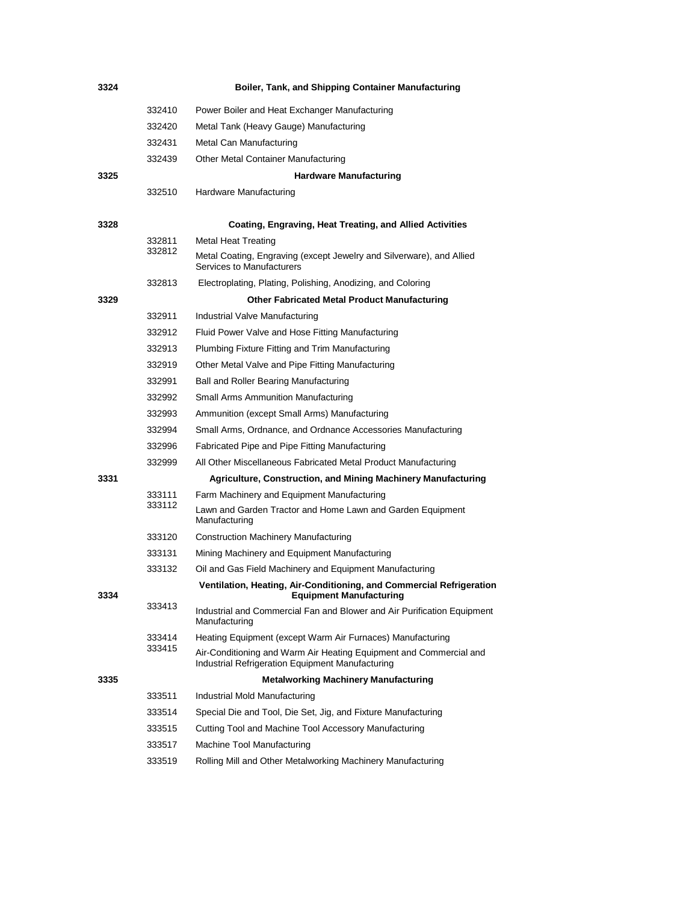| | | |
|---|---|---|
| **3324** | | **Boiler, Tank, and Shipping Container Manufacturing** |
| | 332410 | Power Boiler and Heat Exchanger Manufacturing |
| | 332420 | Metal Tank (Heavy Gauge) Manufacturing |
| | 332431 | Metal Can Manufacturing |
| | 332439 | Other Metal Container Manufacturing |
| **3325** | | **Hardware Manufacturing** |
| | 332510 | Hardware Manufacturing |
| **3328** | | **Coating, Engraving, Heat Treating, and Allied Activities** |
| | 332811 | Metal Heat Treating |
| | 332812 | Metal Coating, Engraving (except Jewelry and Silverware), and Allied Services to Manufacturers |
| | 332813 | Electroplating, Plating, Polishing, Anodizing, and Coloring |
| **3329** | | **Other Fabricated Metal Product Manufacturing** |
| | 332911 | Industrial Valve Manufacturing |
| | 332912 | Fluid Power Valve and Hose Fitting Manufacturing |
| | 332913 | Plumbing Fixture Fitting and Trim Manufacturing |
| | 332919 | Other Metal Valve and Pipe Fitting Manufacturing |
| | 332991 | Ball and Roller Bearing Manufacturing |
| | 332992 | Small Arms Ammunition Manufacturing |
| | 332993 | Ammunition (except Small Arms) Manufacturing |
| | 332994 | Small Arms, Ordnance, and Ordnance Accessories Manufacturing |
| | 332996 | Fabricated Pipe and Pipe Fitting Manufacturing |
| | 332999 | All Other Miscellaneous Fabricated Metal Product Manufacturing |
| **3331** | | **Agriculture, Construction, and Mining Machinery Manufacturing** |
| | 333111 | Farm Machinery and Equipment Manufacturing |
| | 333112 | Lawn and Garden Tractor and Home Lawn and Garden Equipment Manufacturing |
| | 333120 | Construction Machinery Manufacturing |
| | 333131 | Mining Machinery and Equipment Manufacturing |
| | 333132 | Oil and Gas Field Machinery and Equipment Manufacturing |
| **3334** | | **Ventilation, Heating, Air-Conditioning, and Commercial Refrigeration Equipment Manufacturing** |
| | 333413 | Industrial and Commercial Fan and Blower and Air Purification Equipment Manufacturing |
| | 333414 | Heating Equipment (except Warm Air Furnaces) Manufacturing |
| | 333415 | Air-Conditioning and Warm Air Heating Equipment and Commercial and Industrial Refrigeration Equipment Manufacturing |
| **3335** | | **Metalworking Machinery Manufacturing** |
| | 333511 | Industrial Mold Manufacturing |
| | 333514 | Special Die and Tool, Die Set, Jig, and Fixture Manufacturing |
| | 333515 | Cutting Tool and Machine Tool Accessory Manufacturing |
| | 333517 | Machine Tool Manufacturing |
| | 333519 | Rolling Mill and Other Metalworking Machinery Manufacturing |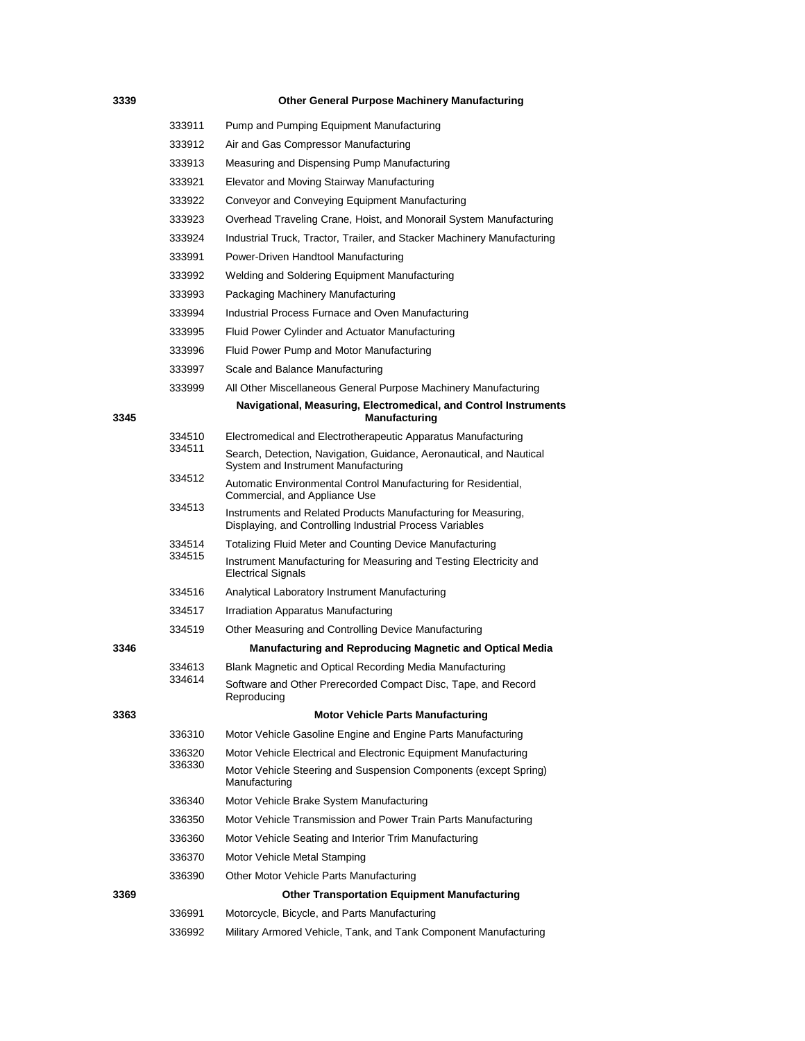| | | |
|---|---|---|
| **3339** | | **Other General Purpose Machinery Manufacturing** |
| | 333911 | Pump and Pumping Equipment Manufacturing |
| | 333912 | Air and Gas Compressor Manufacturing |
| | 333913 | Measuring and Dispensing Pump Manufacturing |
| | 333921 | Elevator and Moving Stairway Manufacturing |
| | 333922 | Conveyor and Conveying Equipment Manufacturing |
| | 333923 | Overhead Traveling Crane, Hoist, and Monorail System Manufacturing |
| | 333924 | Industrial Truck, Tractor, Trailer, and Stacker Machinery Manufacturing |
| | 333991 | Power-Driven Handtool Manufacturing |
| | 333992 | Welding and Soldering Equipment Manufacturing |
| | 333993 | Packaging Machinery Manufacturing |
| | 333994 | Industrial Process Furnace and Oven Manufacturing |
| | 333995 | Fluid Power Cylinder and Actuator Manufacturing |
| | 333996 | Fluid Power Pump and Motor Manufacturing |
| | 333997 | Scale and Balance Manufacturing |
| | 333999 | All Other Miscellaneous General Purpose Machinery Manufacturing |
| **3345** | | **Navigational, Measuring, Electromedical, and Control Instruments Manufacturing** |
| | 334510 | Electromedical and Electrotherapeutic Apparatus Manufacturing |
| | 334511 | Search, Detection, Navigation, Guidance, Aeronautical, and Nautical System and Instrument Manufacturing |
| | 334512 | Automatic Environmental Control Manufacturing for Residential, Commercial, and Appliance Use |
| | 334513 | Instruments and Related Products Manufacturing for Measuring, Displaying, and Controlling Industrial Process Variables |
| | 334514 | Totalizing Fluid Meter and Counting Device Manufacturing |
| | 334515 | Instrument Manufacturing for Measuring and Testing Electricity and Electrical Signals |
| | 334516 | Analytical Laboratory Instrument Manufacturing |
| | 334517 | Irradiation Apparatus Manufacturing |
| | 334519 | Other Measuring and Controlling Device Manufacturing |
| **3346** | | **Manufacturing and Reproducing Magnetic and Optical Media** |
| | 334613 | Blank Magnetic and Optical Recording Media Manufacturing |
| | 334614 | Software and Other Prerecorded Compact Disc, Tape, and Record Reproducing |
| **3363** | | **Motor Vehicle Parts Manufacturing** |
| | 336310 | Motor Vehicle Gasoline Engine and Engine Parts Manufacturing |
| | 336320 | Motor Vehicle Electrical and Electronic Equipment Manufacturing |
| | 336330 | Motor Vehicle Steering and Suspension Components (except Spring) Manufacturing |
| | 336340 | Motor Vehicle Brake System Manufacturing |
| | 336350 | Motor Vehicle Transmission and Power Train Parts Manufacturing |
| | 336360 | Motor Vehicle Seating and Interior Trim Manufacturing |
| | 336370 | Motor Vehicle Metal Stamping |
| | 336390 | Other Motor Vehicle Parts Manufacturing |
| **3369** | | **Other Transportation Equipment Manufacturing** |
| | 336991 | Motorcycle, Bicycle, and Parts Manufacturing |
| | 336992 | Military Armored Vehicle, Tank, and Tank Component Manufacturing |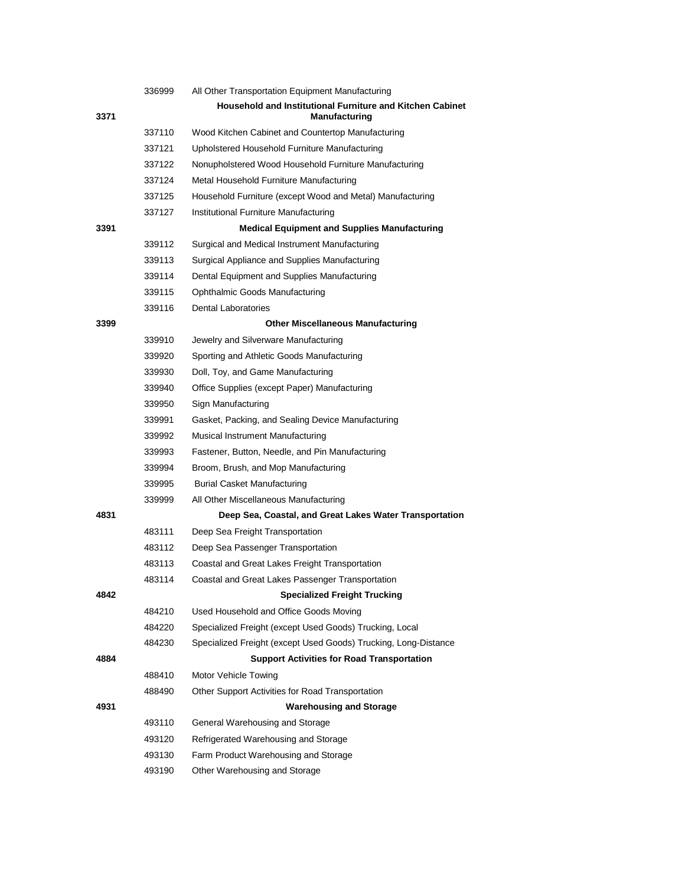| | | |
|---|---|---|
| | 336999 | All Other Transportation Equipment Manufacturing |
| **3371** | | **Household and Institutional Furniture and Kitchen Cabinet Manufacturing** |
| | 337110 | Wood Kitchen Cabinet and Countertop Manufacturing |
| | 337121 | Upholstered Household Furniture Manufacturing |
| | 337122 | Nonupholstered Wood Household Furniture Manufacturing |
| | 337124 | Metal Household Furniture Manufacturing |
| | 337125 | Household Furniture (except Wood and Metal) Manufacturing |
| | 337127 | Institutional Furniture Manufacturing |
| **3391** | | **Medical Equipment and Supplies Manufacturing** |
| | 339112 | Surgical and Medical Instrument Manufacturing |
| | 339113 | Surgical Appliance and Supplies Manufacturing |
| | 339114 | Dental Equipment and Supplies Manufacturing |
| | 339115 | Ophthalmic Goods Manufacturing |
| | 339116 | Dental Laboratories |
| **3399** | | **Other Miscellaneous Manufacturing** |
| | 339910 | Jewelry and Silverware Manufacturing |
| | 339920 | Sporting and Athletic Goods Manufacturing |
| | 339930 | Doll, Toy, and Game Manufacturing |
| | 339940 | Office Supplies (except Paper) Manufacturing |
| | 339950 | Sign Manufacturing |
| | 339991 | Gasket, Packing, and Sealing Device Manufacturing |
| | 339992 | Musical Instrument Manufacturing |
| | 339993 | Fastener, Button, Needle, and Pin Manufacturing |
| | 339994 | Broom, Brush, and Mop Manufacturing |
| | 339995 | Burial Casket Manufacturing |
| | 339999 | All Other Miscellaneous Manufacturing |
| **4831** | | **Deep Sea, Coastal, and Great Lakes Water Transportation** |
| | 483111 | Deep Sea Freight Transportation |
| | 483112 | Deep Sea Passenger Transportation |
| | 483113 | Coastal and Great Lakes Freight Transportation |
| | 483114 | Coastal and Great Lakes Passenger Transportation |
| **4842** | | **Specialized Freight Trucking** |
| | 484210 | Used Household and Office Goods Moving |
| | 484220 | Specialized Freight (except Used Goods) Trucking, Local |
| | 484230 | Specialized Freight (except Used Goods) Trucking, Long-Distance |
| **4884** | | **Support Activities for Road Transportation** |
| | 488410 | Motor Vehicle Towing |
| | 488490 | Other Support Activities for Road Transportation |
| **4931** | | **Warehousing and Storage** |
| | 493110 | General Warehousing and Storage |
| | 493120 | Refrigerated Warehousing and Storage |
| | 493130 | Farm Product Warehousing and Storage |
| | 493190 | Other Warehousing and Storage |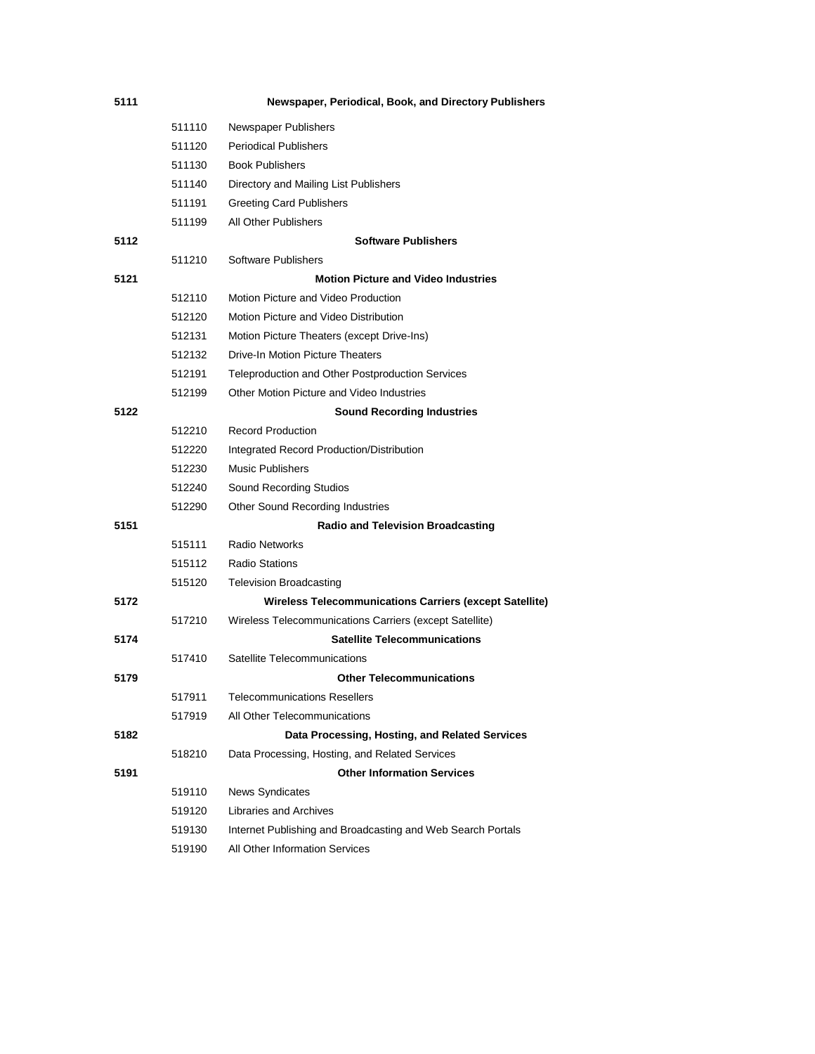| | | |
|---|---|---|
| **5111** | | **Newspaper, Periodical, Book, and Directory Publishers** |
| | 511110 | Newspaper Publishers |
| | 511120 | Periodical Publishers |
| | 511130 | Book Publishers |
| | 511140 | Directory and Mailing List Publishers |
| | 511191 | Greeting Card Publishers |
| | 511199 | All Other Publishers |
| **5112** | | **Software Publishers** |
| | 511210 | Software Publishers |
| **5121** | | **Motion Picture and Video Industries** |
| | 512110 | Motion Picture and Video Production |
| | 512120 | Motion Picture and Video Distribution |
| | 512131 | Motion Picture Theaters (except Drive-Ins) |
| | 512132 | Drive-In Motion Picture Theaters |
| | 512191 | Teleproduction and Other Postproduction Services |
| | 512199 | Other Motion Picture and Video Industries |
| **5122** | | **Sound Recording Industries** |
| | 512210 | Record Production |
| | 512220 | Integrated Record Production/Distribution |
| | 512230 | Music Publishers |
| | 512240 | Sound Recording Studios |
| | 512290 | Other Sound Recording Industries |
| **5151** | | **Radio and Television Broadcasting** |
| | 515111 | Radio Networks |
| | 515112 | Radio Stations |
| | 515120 | Television Broadcasting |
| **5172** | | **Wireless Telecommunications Carriers (except Satellite)** |
| | 517210 | Wireless Telecommunications Carriers (except Satellite) |
| **5174** | | **Satellite Telecommunications** |
| | 517410 | Satellite Telecommunications |
| **5179** | | **Other Telecommunications** |
| | 517911 | Telecommunications Resellers |
| | 517919 | All Other Telecommunications |
| **5182** | | **Data Processing, Hosting, and Related Services** |
| | 518210 | Data Processing, Hosting, and Related Services |
| **5191** | | **Other Information Services** |
| | 519110 | News Syndicates |
| | 519120 | Libraries and Archives |
| | 519130 | Internet Publishing and Broadcasting and Web Search Portals |
| | 519190 | All Other Information Services |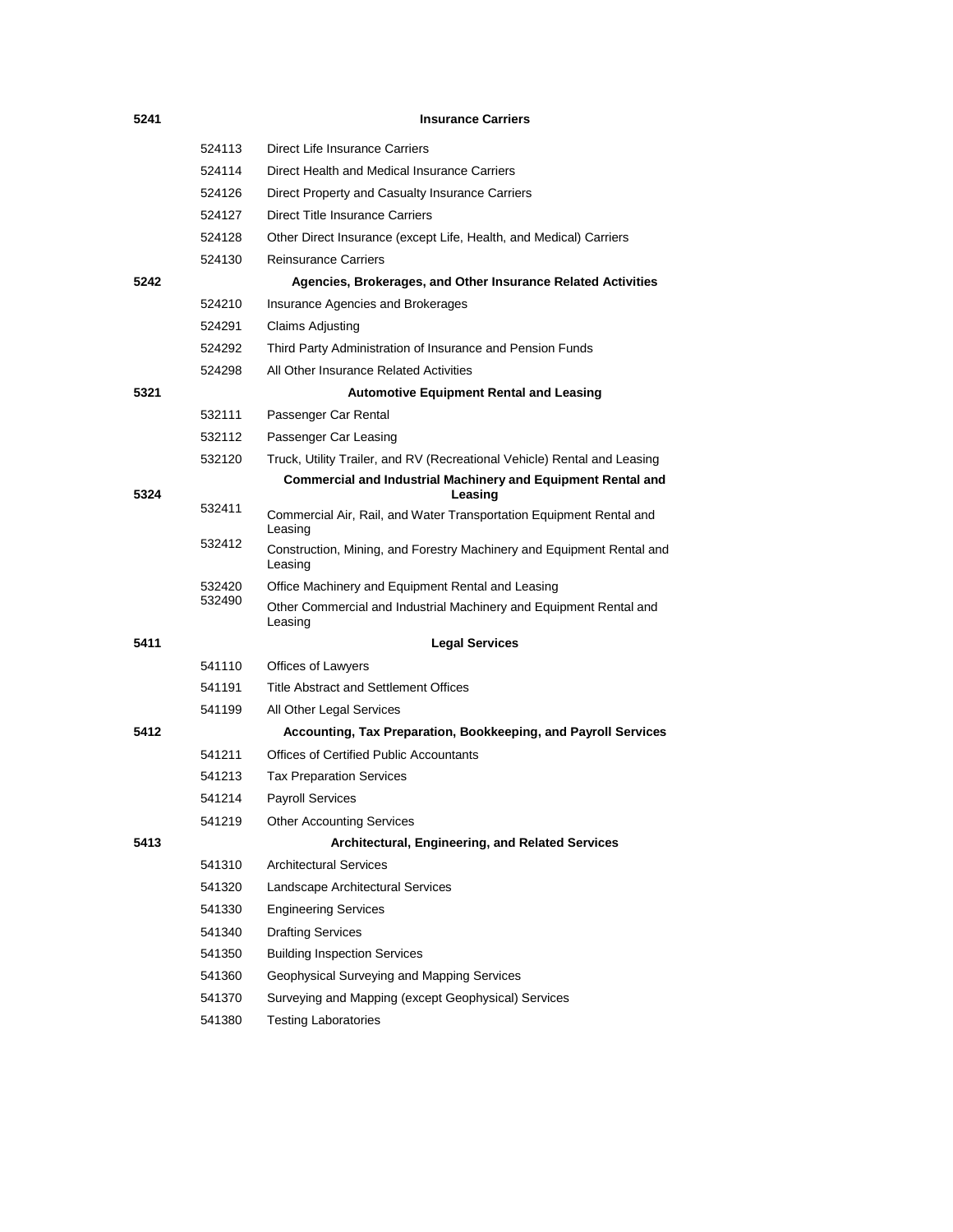| | | |
|---|---|---|
| **5241** | | **Insurance Carriers** |
| | 524113 | Direct Life Insurance Carriers |
| | 524114 | Direct Health and Medical Insurance Carriers |
| | 524126 | Direct Property and Casualty Insurance Carriers |
| | 524127 | Direct Title Insurance Carriers |
| | 524128 | Other Direct Insurance (except Life, Health, and Medical) Carriers |
| | 524130 | Reinsurance Carriers |
| **5242** | | **Agencies, Brokerages, and Other Insurance Related Activities** |
| | 524210 | Insurance Agencies and Brokerages |
| | 524291 | Claims Adjusting |
| | 524292 | Third Party Administration of Insurance and Pension Funds |
| | 524298 | All Other Insurance Related Activities |
| **5321** | | **Automotive Equipment Rental and Leasing** |
| | 532111 | Passenger Car Rental |
| | 532112 | Passenger Car Leasing |
| | 532120 | Truck, Utility Trailer, and RV (Recreational Vehicle) Rental and Leasing |
| **5324** | | **Commercial and Industrial Machinery and Equipment Rental and Leasing** |
| | 532411 | Commercial Air, Rail, and Water Transportation Equipment Rental and Leasing |
| | 532412 | Construction, Mining, and Forestry Machinery and Equipment Rental and Leasing |
| | 532420 | Office Machinery and Equipment Rental and Leasing |
| | 532490 | Other Commercial and Industrial Machinery and Equipment Rental and Leasing |
| **5411** | | **Legal Services** |
| | 541110 | Offices of Lawyers |
| | 541191 | Title Abstract and Settlement Offices |
| | 541199 | All Other Legal Services |
| **5412** | | **Accounting, Tax Preparation, Bookkeeping, and Payroll Services** |
| | 541211 | Offices of Certified Public Accountants |
| | 541213 | Tax Preparation Services |
| | 541214 | Payroll Services |
| | 541219 | Other Accounting Services |
| **5413** | | **Architectural, Engineering, and Related Services** |
| | 541310 | Architectural Services |
| | 541320 | Landscape Architectural Services |
| | 541330 | Engineering Services |
| | 541340 | Drafting Services |
| | 541350 | Building Inspection Services |
| | 541360 | Geophysical Surveying and Mapping Services |
| | 541370 | Surveying and Mapping (except Geophysical) Services |
| | 541380 | Testing Laboratories |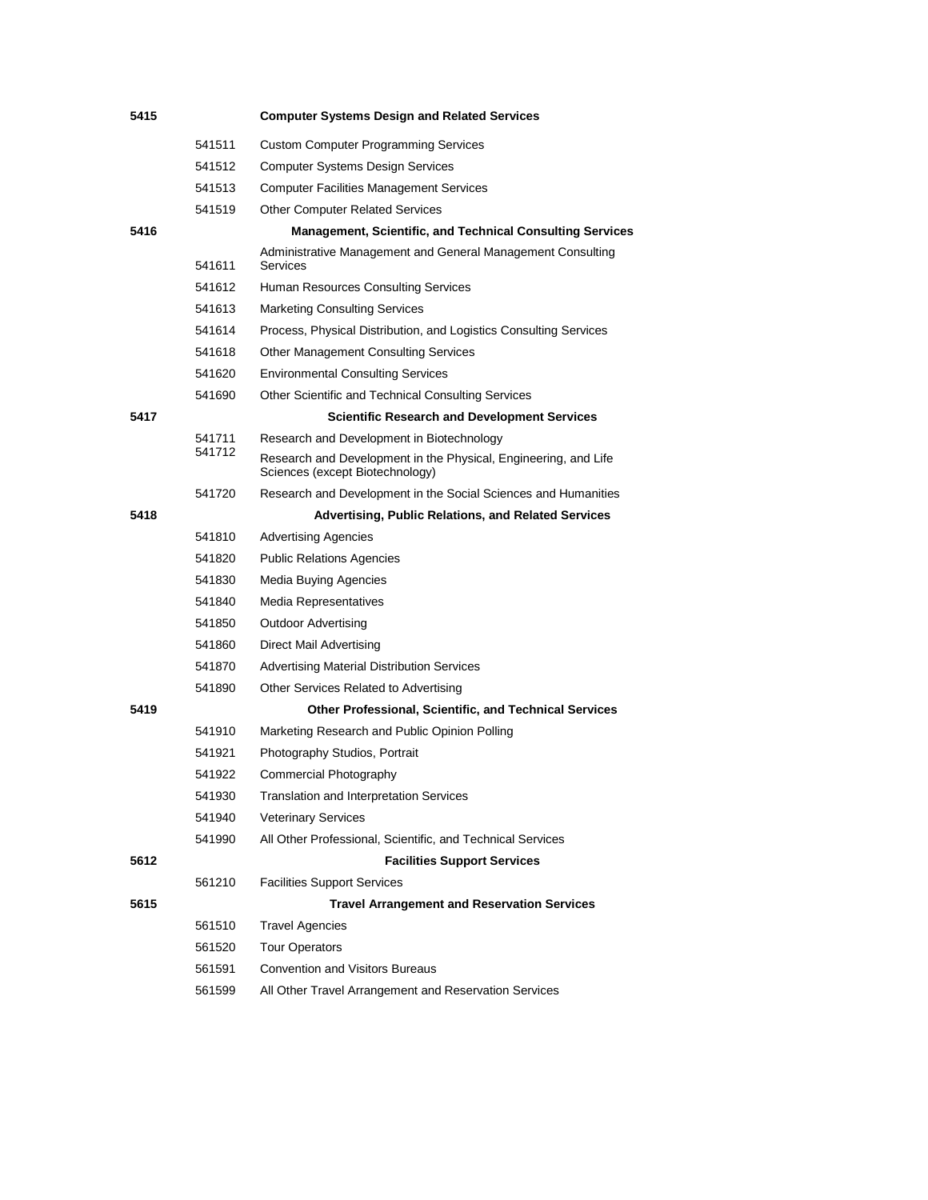| | | |
|---|---|---|
| **5415** | | **Computer Systems Design and Related Services** |
| | 541511 | Custom Computer Programming Services |
| | 541512 | Computer Systems Design Services |
| | 541513 | Computer Facilities Management Services |
| | 541519 | Other Computer Related Services |
| **5416** | | **Management, Scientific, and Technical Consulting Services** |
| | 541611 | Administrative Management and General Management Consulting Services |
| | 541612 | Human Resources Consulting Services |
| | 541613 | Marketing Consulting Services |
| | 541614 | Process, Physical Distribution, and Logistics Consulting Services |
| | 541618 | Other Management Consulting Services |
| | 541620 | Environmental Consulting Services |
| | 541690 | Other Scientific and Technical Consulting Services |
| **5417** | | **Scientific Research and Development Services** |
| | 541711 | Research and Development in Biotechnology |
| | 541712 | Research and Development in the Physical, Engineering, and Life Sciences (except Biotechnology) |
| | 541720 | Research and Development in the Social Sciences and Humanities |
| **5418** | | **Advertising, Public Relations, and Related Services** |
| | 541810 | Advertising Agencies |
| | 541820 | Public Relations Agencies |
| | 541830 | Media Buying Agencies |
| | 541840 | Media Representatives |
| | 541850 | Outdoor Advertising |
| | 541860 | Direct Mail Advertising |
| | 541870 | Advertising Material Distribution Services |
| | 541890 | Other Services Related to Advertising |
| **5419** | | **Other Professional, Scientific, and Technical Services** |
| | 541910 | Marketing Research and Public Opinion Polling |
| | 541921 | Photography Studios, Portrait |
| | 541922 | Commercial Photography |
| | 541930 | Translation and Interpretation Services |
| | 541940 | Veterinary Services |
| | 541990 | All Other Professional, Scientific, and Technical Services |
| **5612** | | **Facilities Support Services** |
| | 561210 | Facilities Support Services |
| **5615** | | **Travel Arrangement and Reservation Services** |
| | 561510 | Travel Agencies |
| | 561520 | Tour Operators |
| | 561591 | Convention and Visitors Bureaus |
| | 561599 | All Other Travel Arrangement and Reservation Services |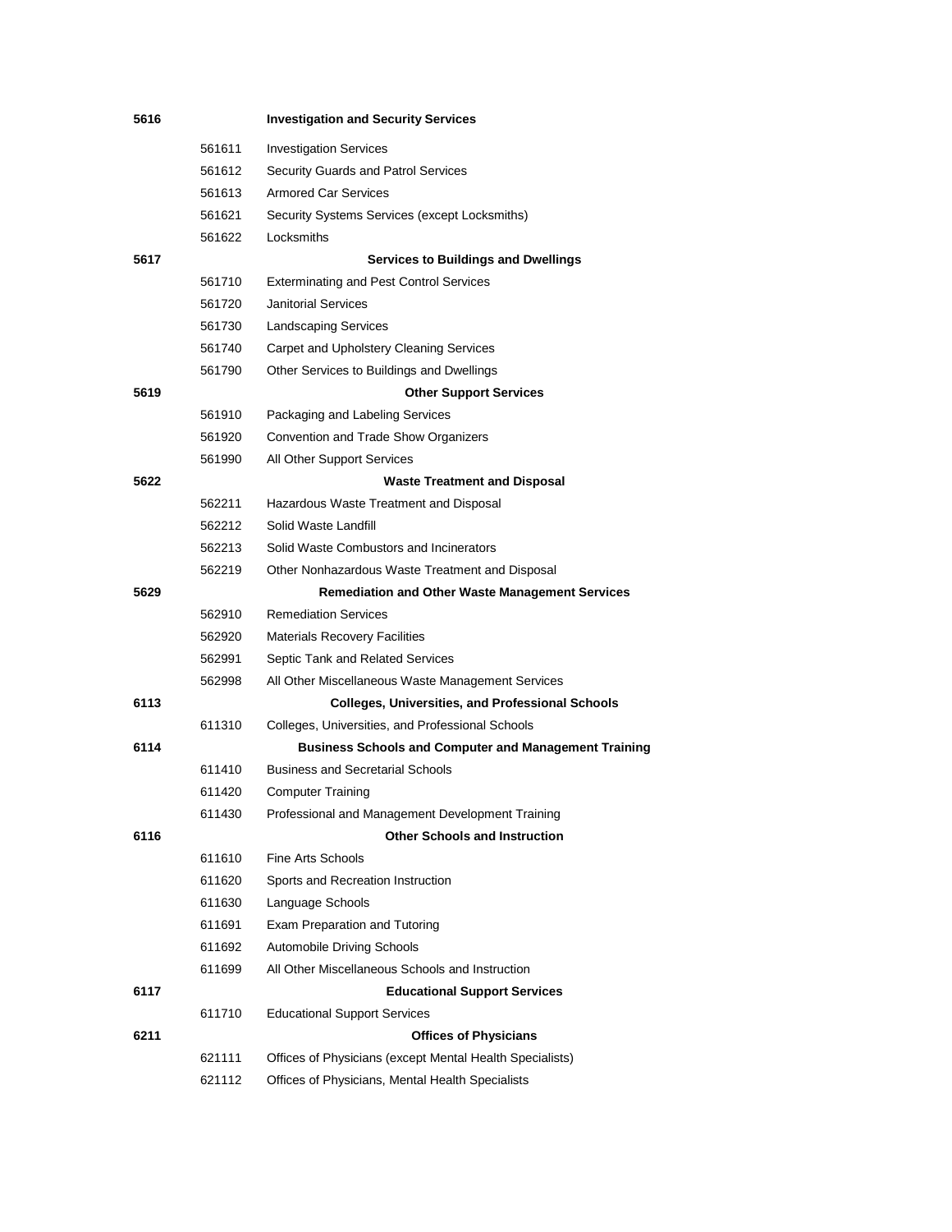| | | |
|---|---|---|
| **5616** | | **Investigation and Security Services** |
| | 561611 | Investigation Services |
| | 561612 | Security Guards and Patrol Services |
| | 561613 | Armored Car Services |
| | 561621 | Security Systems Services (except Locksmiths) |
| | 561622 | Locksmiths |
| **5617** | | **Services to Buildings and Dwellings** |
| | 561710 | Exterminating and Pest Control Services |
| | 561720 | Janitorial Services |
| | 561730 | Landscaping Services |
| | 561740 | Carpet and Upholstery Cleaning Services |
| | 561790 | Other Services to Buildings and Dwellings |
| **5619** | | **Other Support Services** |
| | 561910 | Packaging and Labeling Services |
| | 561920 | Convention and Trade Show Organizers |
| | 561990 | All Other Support Services |
| **5622** | | **Waste Treatment and Disposal** |
| | 562211 | Hazardous Waste Treatment and Disposal |
| | 562212 | Solid Waste Landfill |
| | 562213 | Solid Waste Combustors and Incinerators |
| | 562219 | Other Nonhazardous Waste Treatment and Disposal |
| **5629** | | **Remediation and Other Waste Management Services** |
| | 562910 | Remediation Services |
| | 562920 | Materials Recovery Facilities |
| | 562991 | Septic Tank and Related Services |
| | 562998 | All Other Miscellaneous Waste Management Services |
| **6113** | | **Colleges, Universities, and Professional Schools** |
| | 611310 | Colleges, Universities, and Professional Schools |
| **6114** | | **Business Schools and Computer and Management Training** |
| | 611410 | Business and Secretarial Schools |
| | 611420 | Computer Training |
| | 611430 | Professional and Management Development Training |
| **6116** | | **Other Schools and Instruction** |
| | 611610 | Fine Arts Schools |
| | 611620 | Sports and Recreation Instruction |
| | 611630 | Language Schools |
| | 611691 | Exam Preparation and Tutoring |
| | 611692 | Automobile Driving Schools |
| | 611699 | All Other Miscellaneous Schools and Instruction |
| **6117** | | **Educational Support Services** |
| | 611710 | Educational Support Services |
| **6211** | | **Offices of Physicians** |
| | 621111 | Offices of Physicians (except Mental Health Specialists) |
| | 621112 | Offices of Physicians, Mental Health Specialists |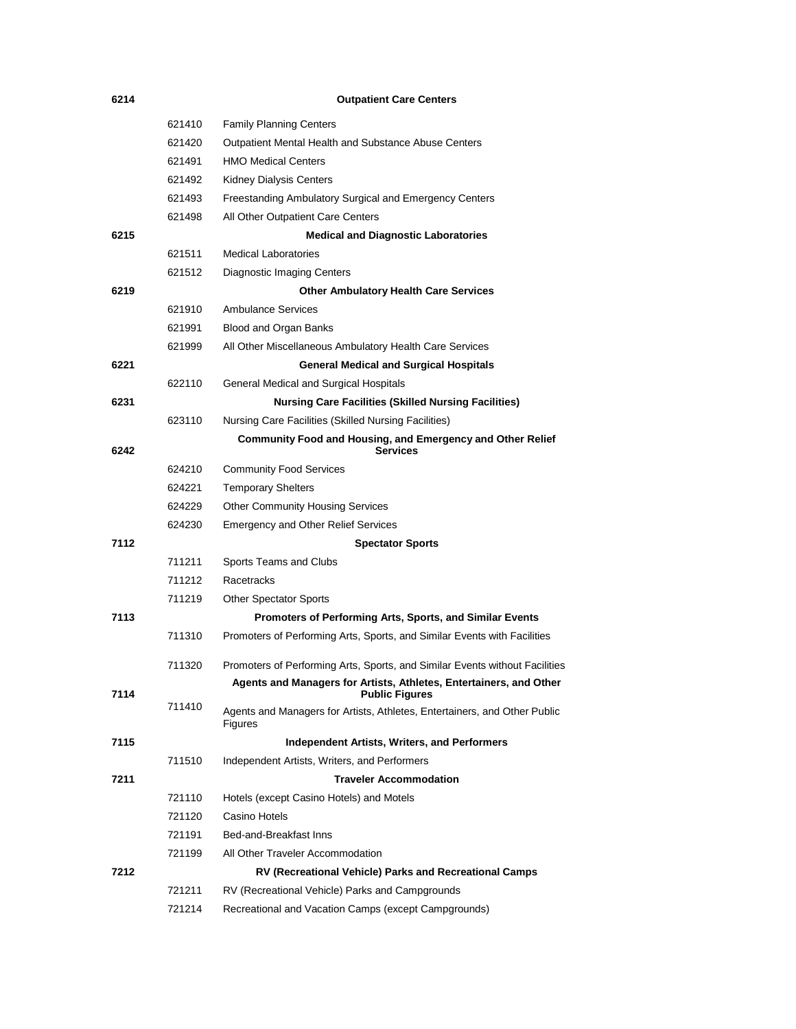| | | |
|---|---|---|
| **6214** | | **Outpatient Care Centers** |
| | 621410 | Family Planning Centers |
| | 621420 | Outpatient Mental Health and Substance Abuse Centers |
| | 621491 | HMO Medical Centers |
| | 621492 | Kidney Dialysis Centers |
| | 621493 | Freestanding Ambulatory Surgical and Emergency Centers |
| | 621498 | All Other Outpatient Care Centers |
| **6215** | | **Medical and Diagnostic Laboratories** |
| | 621511 | Medical Laboratories |
| | 621512 | Diagnostic Imaging Centers |
| **6219** | | **Other Ambulatory Health Care Services** |
| | 621910 | Ambulance Services |
| | 621991 | Blood and Organ Banks |
| | 621999 | All Other Miscellaneous Ambulatory Health Care Services |
| **6221** | | **General Medical and Surgical Hospitals** |
| | 622110 | General Medical and Surgical Hospitals |
| **6231** | | **Nursing Care Facilities (Skilled Nursing Facilities)** |
| | 623110 | Nursing Care Facilities (Skilled Nursing Facilities) |
| **6242** | | **Community Food and Housing, and Emergency and Other Relief Services** |
| | 624210 | Community Food Services |
| | 624221 | Temporary Shelters |
| | 624229 | Other Community Housing Services |
| | 624230 | Emergency and Other Relief Services |
| **7112** | | **Spectator Sports** |
| | 711211 | Sports Teams and Clubs |
| | 711212 | Racetracks |
| | 711219 | Other Spectator Sports |
| **7113** | | **Promoters of Performing Arts, Sports, and Similar Events** |
| | 711310 | Promoters of Performing Arts, Sports, and Similar Events with Facilities |
| | 711320 | Promoters of Performing Arts, Sports, and Similar Events without Facilities |
| **7114** | | **Agents and Managers for Artists, Athletes, Entertainers, and Other Public Figures** |
| | 711410 | Agents and Managers for Artists, Athletes, Entertainers, and Other Public Figures |
| **7115** | | **Independent Artists, Writers, and Performers** |
| | 711510 | Independent Artists, Writers, and Performers |
| **7211** | | **Traveler Accommodation** |
| | 721110 | Hotels (except Casino Hotels) and Motels |
| | 721120 | Casino Hotels |
| | 721191 | Bed-and-Breakfast Inns |
| | 721199 | All Other Traveler Accommodation |
| **7212** | | **RV (Recreational Vehicle) Parks and Recreational Camps** |
| | 721211 | RV (Recreational Vehicle) Parks and Campgrounds |
| | 721214 | Recreational and Vacation Camps (except Campgrounds) |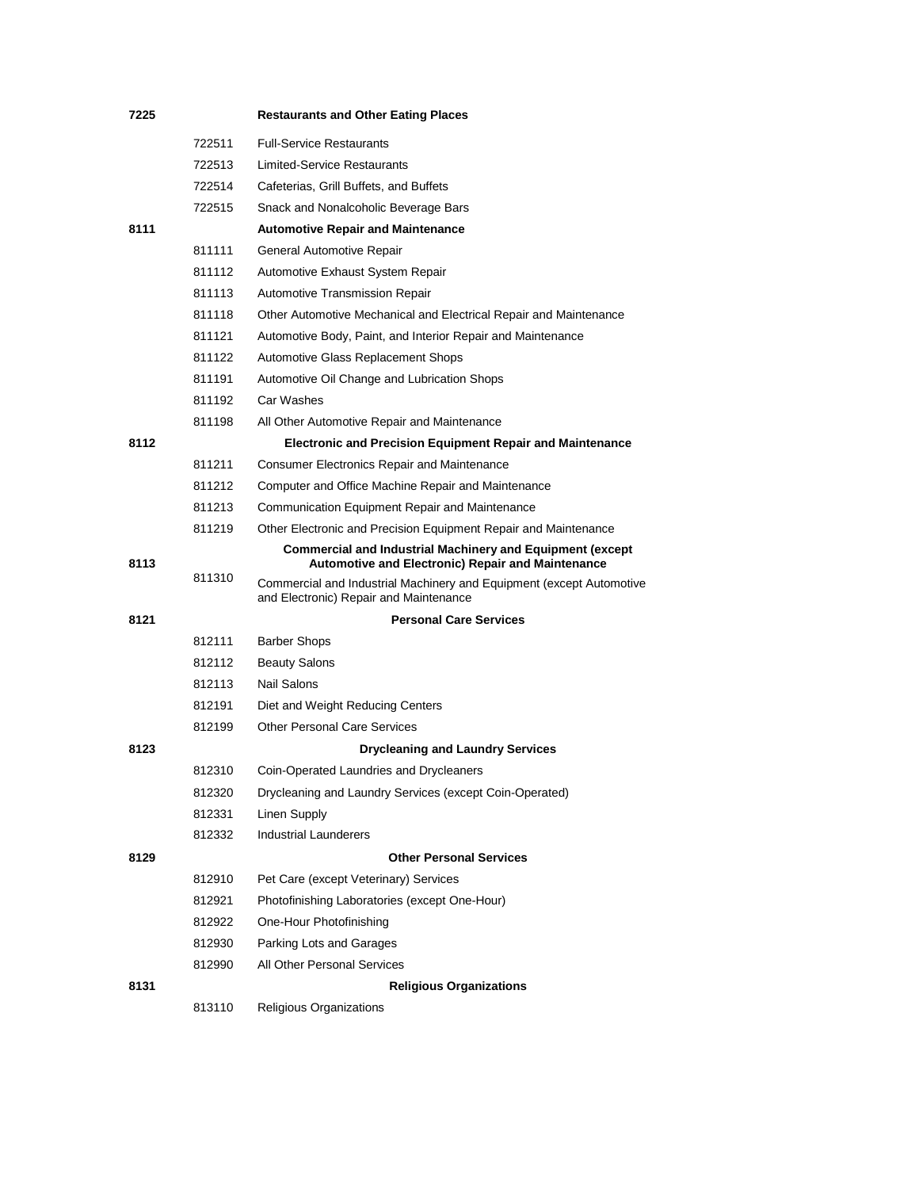| | | |
|---|---|---|
| **7225** | | **Restaurants and Other Eating Places** |
| | 722511 | Full-Service Restaurants |
| | 722513 | Limited-Service Restaurants |
| | 722514 | Cafeterias, Grill Buffets, and Buffets |
| | 722515 | Snack and Nonalcoholic Beverage Bars |
| **8111** | | **Automotive Repair and Maintenance** |
| | 811111 | General Automotive Repair |
| | 811112 | Automotive Exhaust System Repair |
| | 811113 | Automotive Transmission Repair |
| | 811118 | Other Automotive Mechanical and Electrical Repair and Maintenance |
| | 811121 | Automotive Body, Paint, and Interior Repair and Maintenance |
| | 811122 | Automotive Glass Replacement Shops |
| | 811191 | Automotive Oil Change and Lubrication Shops |
| | 811192 | Car Washes |
| | 811198 | All Other Automotive Repair and Maintenance |
| **8112** | | **Electronic and Precision Equipment Repair and Maintenance** |
| | 811211 | Consumer Electronics Repair and Maintenance |
| | 811212 | Computer and Office Machine Repair and Maintenance |
| | 811213 | Communication Equipment Repair and Maintenance |
| | 811219 | Other Electronic and Precision Equipment Repair and Maintenance |
| **8113** | | **Commercial and Industrial Machinery and Equipment (except Automotive and Electronic) Repair and Maintenance** |
| | 811310 | Commercial and Industrial Machinery and Equipment (except Automotive and Electronic) Repair and Maintenance |
| **8121** | | **Personal Care Services** |
| | 812111 | Barber Shops |
| | 812112 | Beauty Salons |
| | 812113 | Nail Salons |
| | 812191 | Diet and Weight Reducing Centers |
| | 812199 | Other Personal Care Services |
| **8123** | | **Drycleaning and Laundry Services** |
| | 812310 | Coin-Operated Laundries and Drycleaners |
| | 812320 | Drycleaning and Laundry Services (except Coin-Operated) |
| | 812331 | Linen Supply |
| | 812332 | Industrial Launderers |
| **8129** | | **Other Personal Services** |
| | 812910 | Pet Care (except Veterinary) Services |
| | 812921 | Photofinishing Laboratories (except One-Hour) |
| | 812922 | One-Hour Photofinishing |
| | 812930 | Parking Lots and Garages |
| | 812990 | All Other Personal Services |
| **8131** | | **Religious Organizations** |
| | 813110 | Religious Organizations |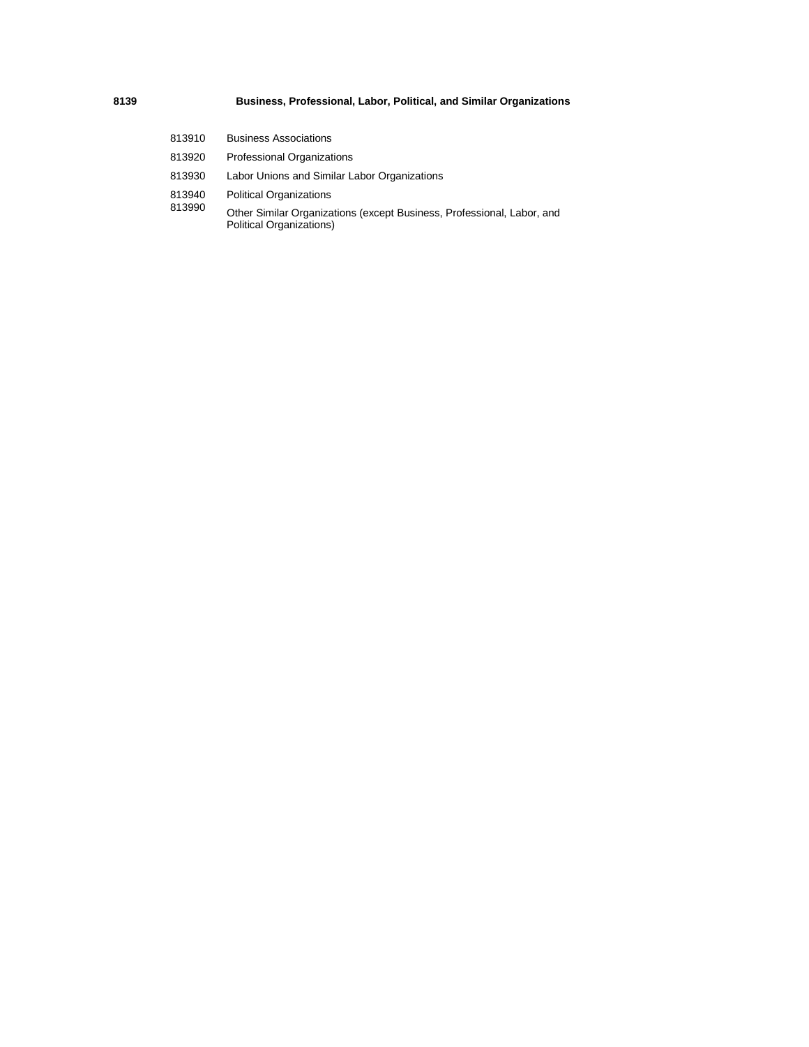**8139 Business, Professional, Labor, Political, and Similar Organizations**

| | |
|---|---|
| 813910 | Business Associations |
| 813920 | Professional Organizations |
| 813930 | Labor Unions and Similar Labor Organizations |
| 813940 | Political Organizations |
| 813990 | Other Similar Organizations (except Business, Professional, Labor, and Political Organizations) |